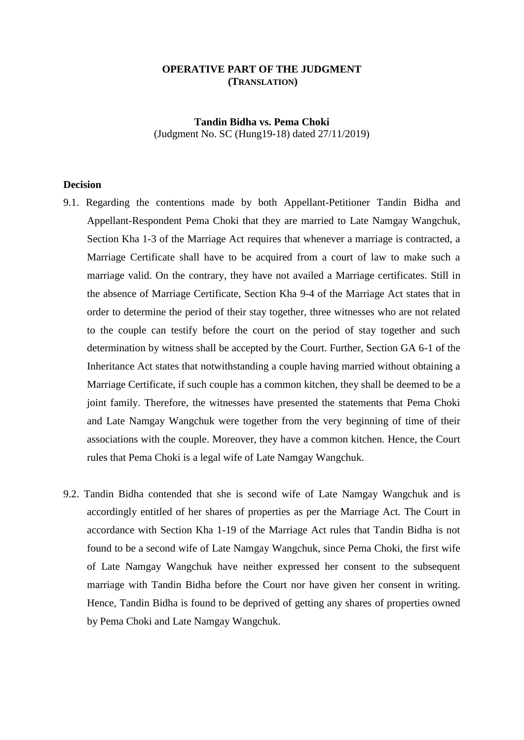**OPERATIVE PART OF THE JUDGMENT**
**(TRANSLATION)**

**Tandin Bidha vs. Pema Choki**
(Judgment No. SC (Hung19-18) dated 27/11/2019)

**Decision**

9.1. Regarding the contentions made by both Appellant-Petitioner Tandin Bidha and Appellant-Respondent Pema Choki that they are married to Late Namgay Wangchuk, Section Kha 1-3 of the Marriage Act requires that whenever a marriage is contracted, a Marriage Certificate shall have to be acquired from a court of law to make such a marriage valid. On the contrary, they have not availed a Marriage certificates. Still in the absence of Marriage Certificate, Section Kha 9-4 of the Marriage Act states that in order to determine the period of their stay together, three witnesses who are not related to the couple can testify before the court on the period of stay together and such determination by witness shall be accepted by the Court. Further, Section GA 6-1 of the Inheritance Act states that notwithstanding a couple having married without obtaining a Marriage Certificate, if such couple has a common kitchen, they shall be deemed to be a joint family. Therefore, the witnesses have presented the statements that Pema Choki and Late Namgay Wangchuk were together from the very beginning of time of their associations with the couple. Moreover, they have a common kitchen. Hence, the Court rules that Pema Choki is a legal wife of Late Namgay Wangchuk.

9.2. Tandin Bidha contended that she is second wife of Late Namgay Wangchuk and is accordingly entitled of her shares of properties as per the Marriage Act. The Court in accordance with Section Kha 1-19 of the Marriage Act rules that Tandin Bidha is not found to be a second wife of Late Namgay Wangchuk, since Pema Choki, the first wife of Late Namgay Wangchuk have neither expressed her consent to the subsequent marriage with Tandin Bidha before the Court nor have given her consent in writing. Hence, Tandin Bidha is found to be deprived of getting any shares of properties owned by Pema Choki and Late Namgay Wangchuk.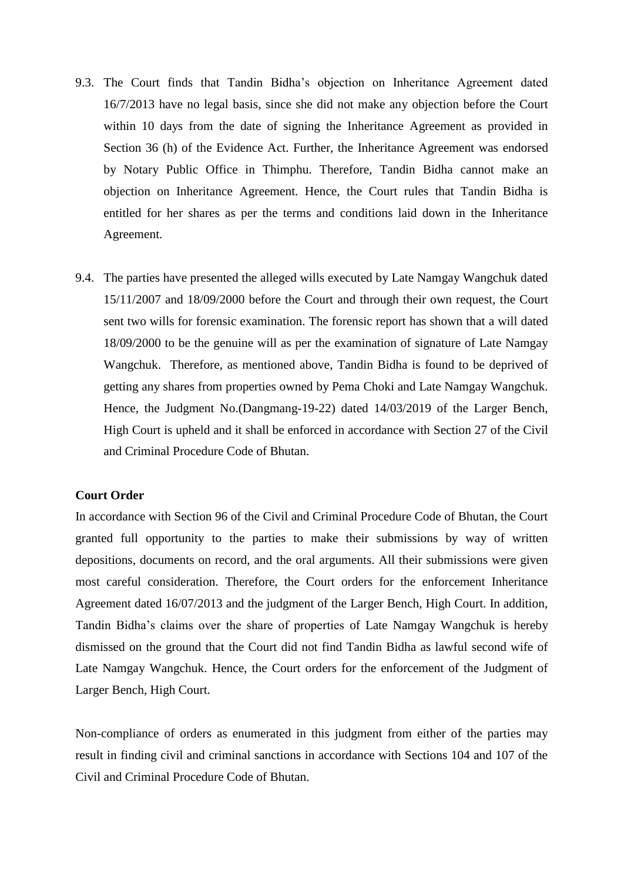9.3. The Court finds that Tandin Bidha's objection on Inheritance Agreement dated 16/7/2013 have no legal basis, since she did not make any objection before the Court within 10 days from the date of signing the Inheritance Agreement as provided in Section 36 (h) of the Evidence Act. Further, the Inheritance Agreement was endorsed by Notary Public Office in Thimphu. Therefore, Tandin Bidha cannot make an objection on Inheritance Agreement. Hence, the Court rules that Tandin Bidha is entitled for her shares as per the terms and conditions laid down in the Inheritance Agreement.

9.4. The parties have presented the alleged wills executed by Late Namgay Wangchuk dated 15/11/2007 and 18/09/2000 before the Court and through their own request, the Court sent two wills for forensic examination. The forensic report has shown that a will dated 18/09/2000 to be the genuine will as per the examination of signature of Late Namgay Wangchuk. Therefore, as mentioned above, Tandin Bidha is found to be deprived of getting any shares from properties owned by Pema Choki and Late Namgay Wangchuk. Hence, the Judgment No.(Dangmang-19-22) dated 14/03/2019 of the Larger Bench, High Court is upheld and it shall be enforced in accordance with Section 27 of the Civil and Criminal Procedure Code of Bhutan.

**Court Order**

In accordance with Section 96 of the Civil and Criminal Procedure Code of Bhutan, the Court granted full opportunity to the parties to make their submissions by way of written depositions, documents on record, and the oral arguments. All their submissions were given most careful consideration. Therefore, the Court orders for the enforcement Inheritance Agreement dated 16/07/2013 and the judgment of the Larger Bench, High Court. In addition, Tandin Bidha's claims over the share of properties of Late Namgay Wangchuk is hereby dismissed on the ground that the Court did not find Tandin Bidha as lawful second wife of Late Namgay Wangchuk. Hence, the Court orders for the enforcement of the Judgment of Larger Bench, High Court.

Non-compliance of orders as enumerated in this judgment from either of the parties may result in finding civil and criminal sanctions in accordance with Sections 104 and 107 of the Civil and Criminal Procedure Code of Bhutan.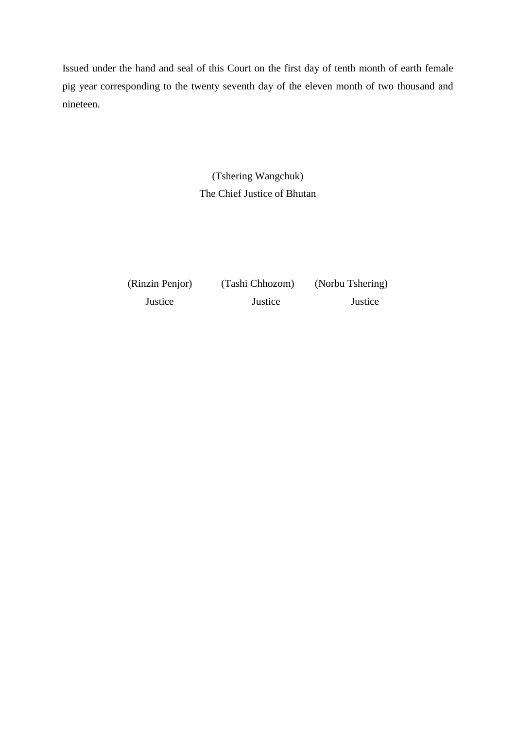Issued under the hand and seal of this Court on the first day of tenth month of earth female pig year corresponding to the twenty seventh day of the eleven month of two thousand and nineteen.

(Tshering Wangchuk)
The Chief Justice of Bhutan

| (Rinzin Penjor) | (Tashi Chhozom) | (Norbu Tshering) |
| --- | --- | --- |
| Justice | Justice | Justice |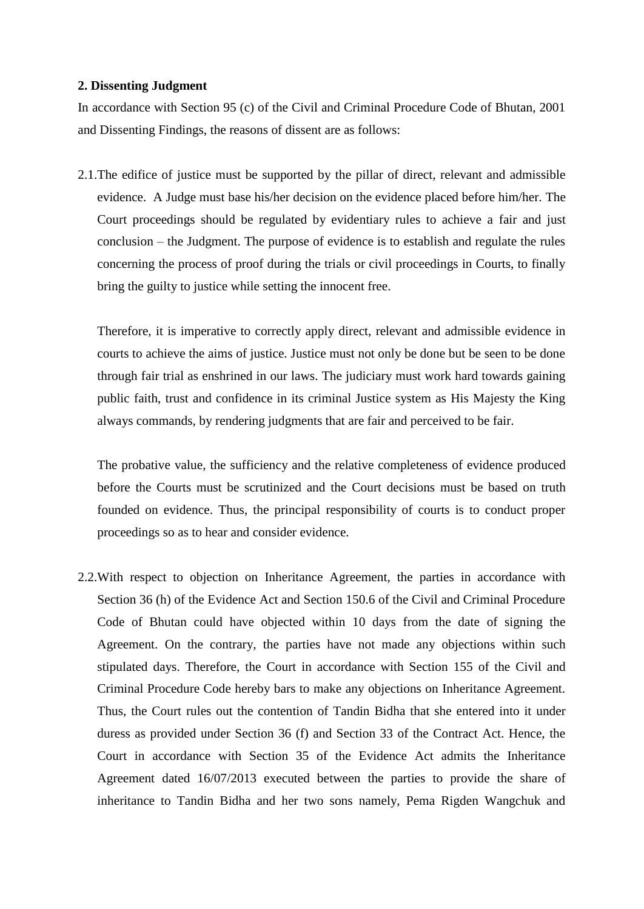**2. Dissenting Judgment**

In accordance with Section 95 (c) of the Civil and Criminal Procedure Code of Bhutan, 2001 and Dissenting Findings, the reasons of dissent are as follows:

2.1. The edifice of justice must be supported by the pillar of direct, relevant and admissible evidence. A Judge must base his/her decision on the evidence placed before him/her. The Court proceedings should be regulated by evidentiary rules to achieve a fair and just conclusion – the Judgment. The purpose of evidence is to establish and regulate the rules concerning the process of proof during the trials or civil proceedings in Courts, to finally bring the guilty to justice while setting the innocent free.

Therefore, it is imperative to correctly apply direct, relevant and admissible evidence in courts to achieve the aims of justice. Justice must not only be done but be seen to be done through fair trial as enshrined in our laws. The judiciary must work hard towards gaining public faith, trust and confidence in its criminal Justice system as His Majesty the King always commands, by rendering judgments that are fair and perceived to be fair.

The probative value, the sufficiency and the relative completeness of evidence produced before the Courts must be scrutinized and the Court decisions must be based on truth founded on evidence. Thus, the principal responsibility of courts is to conduct proper proceedings so as to hear and consider evidence.

2.2. With respect to objection on Inheritance Agreement, the parties in accordance with Section 36 (h) of the Evidence Act and Section 150.6 of the Civil and Criminal Procedure Code of Bhutan could have objected within 10 days from the date of signing the Agreement. On the contrary, the parties have not made any objections within such stipulated days. Therefore, the Court in accordance with Section 155 of the Civil and Criminal Procedure Code hereby bars to make any objections on Inheritance Agreement. Thus, the Court rules out the contention of Tandin Bidha that she entered into it under duress as provided under Section 36 (f) and Section 33 of the Contract Act. Hence, the Court in accordance with Section 35 of the Evidence Act admits the Inheritance Agreement dated 16/07/2013 executed between the parties to provide the share of inheritance to Tandin Bidha and her two sons namely, Pema Rigden Wangchuk and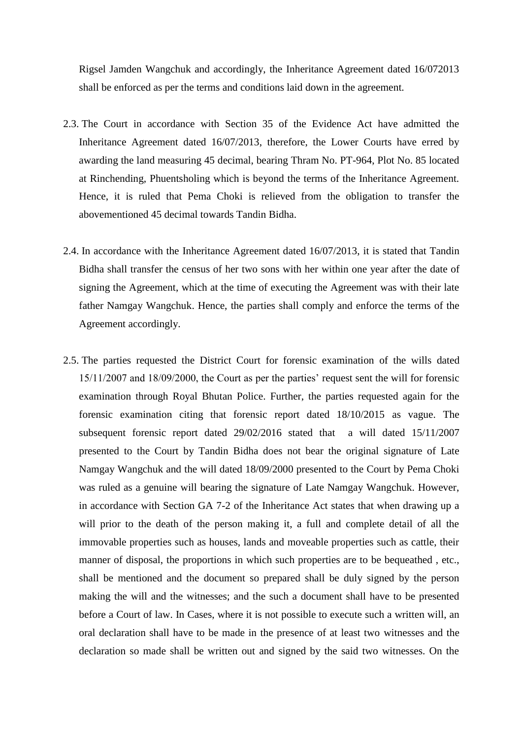Rigsel Jamden Wangchuk and accordingly, the Inheritance Agreement dated 16/072013 shall be enforced as per the terms and conditions laid down in the agreement.

2.3. The Court in accordance with Section 35 of the Evidence Act have admitted the Inheritance Agreement dated 16/07/2013, therefore, the Lower Courts have erred by awarding the land measuring 45 decimal, bearing Thram No. PT-964, Plot No. 85 located at Rinchending, Phuentsholing which is beyond the terms of the Inheritance Agreement. Hence, it is ruled that Pema Choki is relieved from the obligation to transfer the abovementioned 45 decimal towards Tandin Bidha.

2.4. In accordance with the Inheritance Agreement dated 16/07/2013, it is stated that Tandin Bidha shall transfer the census of her two sons with her within one year after the date of signing the Agreement, which at the time of executing the Agreement was with their late father Namgay Wangchuk. Hence, the parties shall comply and enforce the terms of the Agreement accordingly.

2.5. The parties requested the District Court for forensic examination of the wills dated 15/11/2007 and 18/09/2000, the Court as per the parties' request sent the will for forensic examination through Royal Bhutan Police. Further, the parties requested again for the forensic examination citing that forensic report dated 18/10/2015 as vague. The subsequent forensic report dated 29/02/2016 stated that a will dated 15/11/2007 presented to the Court by Tandin Bidha does not bear the original signature of Late Namgay Wangchuk and the will dated 18/09/2000 presented to the Court by Pema Choki was ruled as a genuine will bearing the signature of Late Namgay Wangchuk. However, in accordance with Section GA 7-2 of the Inheritance Act states that when drawing up a will prior to the death of the person making it, a full and complete detail of all the immovable properties such as houses, lands and moveable properties such as cattle, their manner of disposal, the proportions in which such properties are to be bequeathed , etc., shall be mentioned and the document so prepared shall be duly signed by the person making the will and the witnesses; and the such a document shall have to be presented before a Court of law. In Cases, where it is not possible to execute such a written will, an oral declaration shall have to be made in the presence of at least two witnesses and the declaration so made shall be written out and signed by the said two witnesses. On the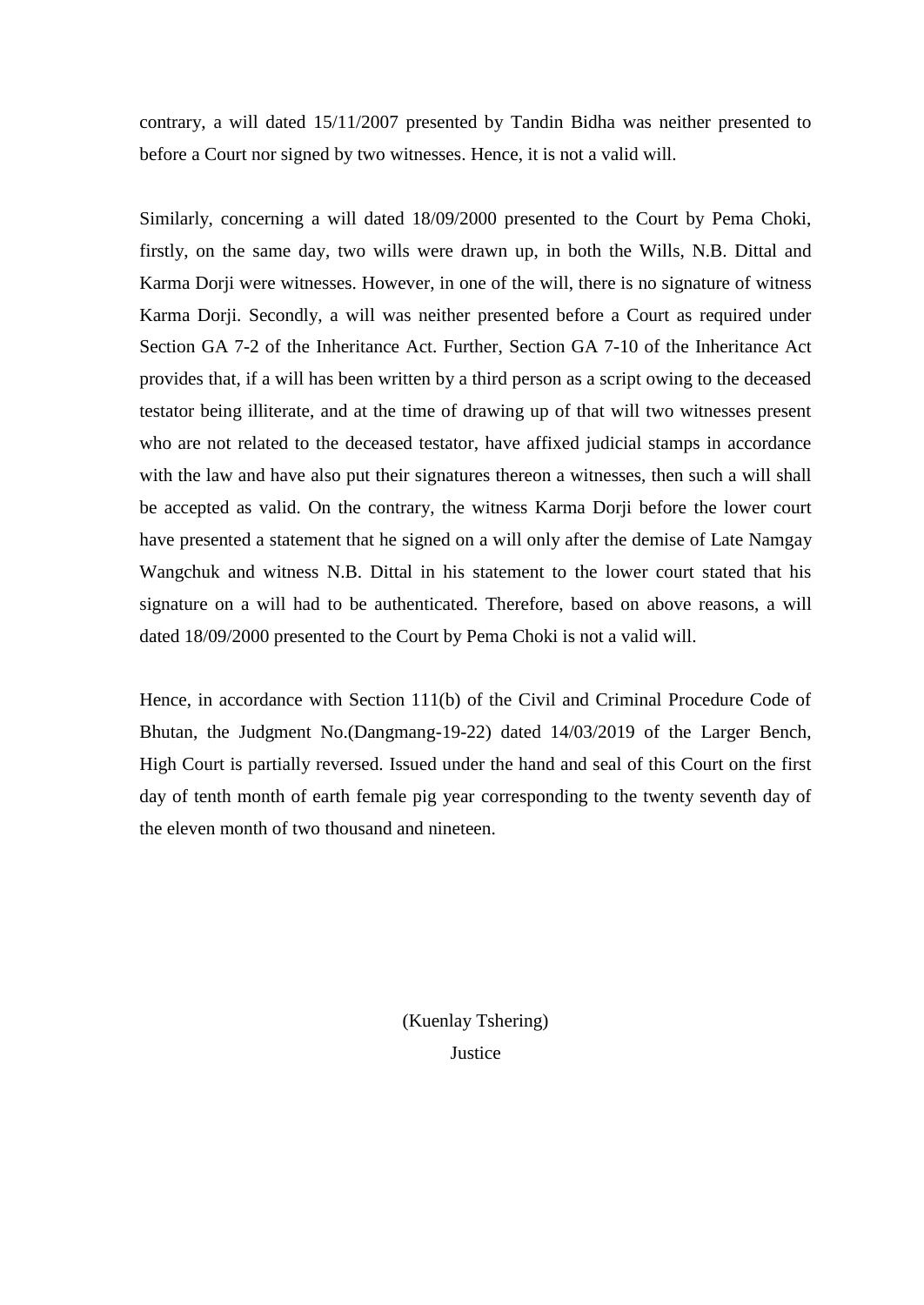contrary, a will dated 15/11/2007 presented by Tandin Bidha was neither presented to before a Court nor signed by two witnesses. Hence, it is not a valid will.

Similarly, concerning a will dated 18/09/2000 presented to the Court by Pema Choki, firstly, on the same day, two wills were drawn up, in both the Wills, N.B. Dittal and Karma Dorji were witnesses. However, in one of the will, there is no signature of witness Karma Dorji. Secondly, a will was neither presented before a Court as required under Section GA 7-2 of the Inheritance Act. Further, Section GA 7-10 of the Inheritance Act provides that, if a will has been written by a third person as a script owing to the deceased testator being illiterate, and at the time of drawing up of that will two witnesses present who are not related to the deceased testator, have affixed judicial stamps in accordance with the law and have also put their signatures thereon a witnesses, then such a will shall be accepted as valid. On the contrary, the witness Karma Dorji before the lower court have presented a statement that he signed on a will only after the demise of Late Namgay Wangchuk and witness N.B. Dittal in his statement to the lower court stated that his signature on a will had to be authenticated. Therefore, based on above reasons, a will dated 18/09/2000 presented to the Court by Pema Choki is not a valid will.

Hence, in accordance with Section 111(b) of the Civil and Criminal Procedure Code of Bhutan, the Judgment No.(Dangmang-19-22) dated 14/03/2019 of the Larger Bench, High Court is partially reversed. Issued under the hand and seal of this Court on the first day of tenth month of earth female pig year corresponding to the twenty seventh day of the eleven month of two thousand and nineteen.

(Kuenlay Tshering)

Justice